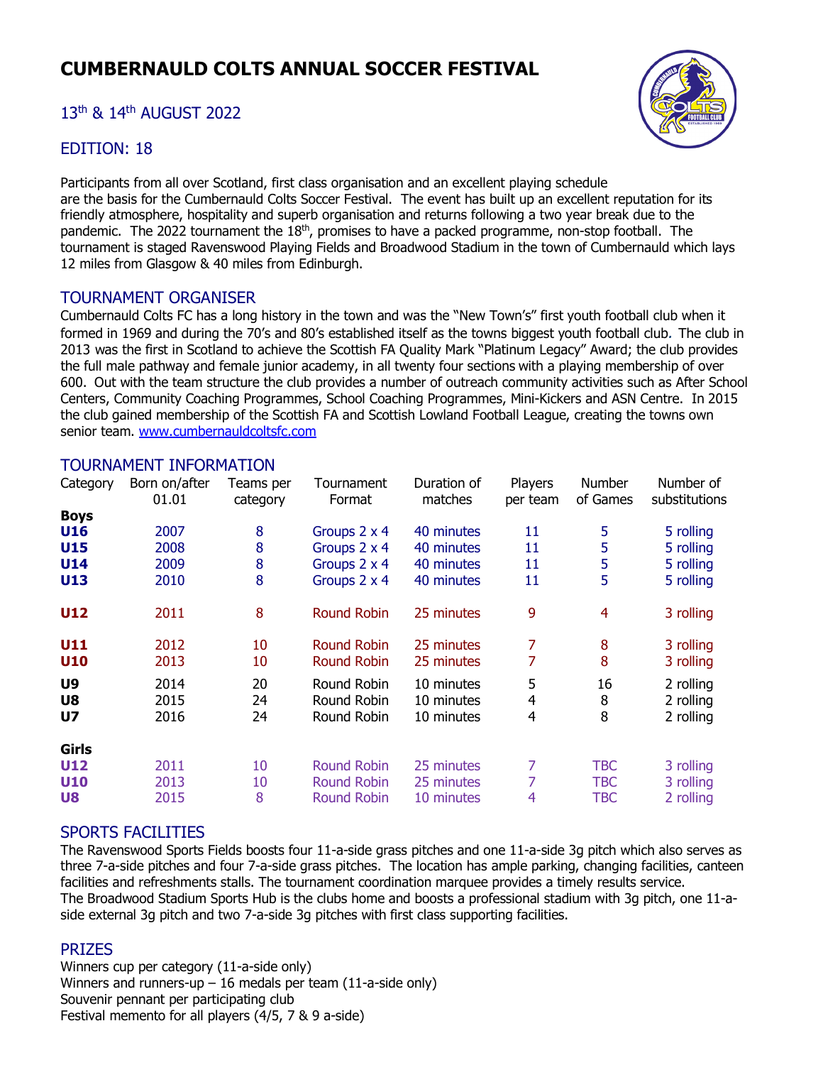# CUMBERNAULD COLTS ANNUAL SOCCER FESTIVAL

## 13th & 14th AUGUST 2022

## EDITION: 18

Participants from all over Scotland, first class organisation and an excellent playing schedule are the basis for the Cumbernauld Colts Soccer Festival. The event has built up an excellent reputation for its friendly atmosphere, hospitality and superb organisation and returns following a two year break due to the pandemic. The 2022 tournament the 18th, promises to have a packed programme, non-stop football. The tournament is staged Ravenswood Playing Fields and Broadwood Stadium in the town of Cumbernauld which lays 12 miles from Glasgow & 40 miles from Edinburgh.

## TOURNAMENT ORGANISER

Cumbernauld Colts FC has a long history in the town and was the "New Town's" first youth football club when it formed in 1969 and during the 70's and 80's established itself as the towns biggest youth football club. The club in 2013 was the first in Scotland to achieve the Scottish FA Quality Mark "Platinum Legacy" Award; the club provides the full male pathway and female junior academy, in all twenty four sections with a playing membership of over 600. Out with the team structure the club provides a number of outreach community activities such as After School Centers, Community Coaching Programmes, School Coaching Programmes, Mini-Kickers and ASN Centre. In 2015 the club gained membership of the Scottish FA and Scottish Lowland Football League, creating the towns own senior team. www.cumbernauldcoltsfc.com

## TOURNAMENT INFORMATION

| Category | Born on/after 01.01 | Teams per category | Tournament Format | Duration of matches | Players per team | Number of Games | Number of substitutions |
|---|---|---|---|---|---|---|---|
| **Boys** | | | | | | | |
| **U16** | 2007 | 8 | Groups 2 x 4 | 40 minutes | 11 | 5 | 5 rolling |
| **U15** | 2008 | 8 | Groups 2 x 4 | 40 minutes | 11 | 5 | 5 rolling |
| **U14** | 2009 | 8 | Groups 2 x 4 | 40 minutes | 11 | 5 | 5 rolling |
| **U13** | 2010 | 8 | Groups 2 x 4 | 40 minutes | 11 | 5 | 5 rolling |
| **U12** | 2011 | 8 | Round Robin | 25 minutes | 9 | 4 | 3 rolling |
| **U11** | 2012 | 10 | Round Robin | 25 minutes | 7 | 8 | 3 rolling |
| **U10** | 2013 | 10 | Round Robin | 25 minutes | 7 | 8 | 3 rolling |
| **U9** | 2014 | 20 | Round Robin | 10 minutes | 5 | 16 | 2 rolling |
| **U8** | 2015 | 24 | Round Robin | 10 minutes | 4 | 8 | 2 rolling |
| **U7** | 2016 | 24 | Round Robin | 10 minutes | 4 | 8 | 2 rolling |
| **Girls** | | | | | | | |
| **U12** | 2011 | 10 | Round Robin | 25 minutes | 7 | TBC | 3 rolling |
| **U10** | 2013 | 10 | Round Robin | 25 minutes | 7 | TBC | 3 rolling |
| **U8** | 2015 | 8 | Round Robin | 10 minutes | 4 | TBC | 2 rolling |

## SPORTS FACILITIES

The Ravenswood Sports Fields boosts four 11-a-side grass pitches and one 11-a-side 3g pitch which also serves as three 7-a-side pitches and four 7-a-side grass pitches. The location has ample parking, changing facilities, canteen facilities and refreshments stalls. The tournament coordination marquee provides a timely results service.
The Broadwood Stadium Sports Hub is the clubs home and boosts a professional stadium with 3g pitch, one 11-a-side external 3g pitch and two 7-a-side 3g pitches with first class supporting facilities.

## PRIZES

Winners cup per category (11-a-side only)
Winners and runners-up – 16 medals per team (11-a-side only)
Souvenir pennant per participating club
Festival memento for all players (4/5, 7 & 9 a-side)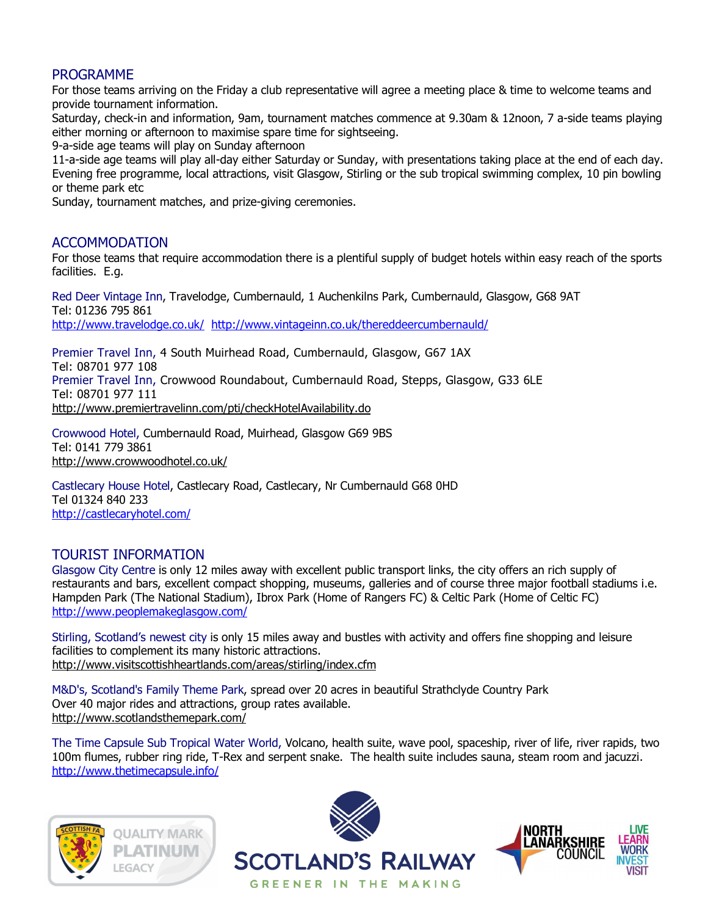## PROGRAMME

For those teams arriving on the Friday a club representative will agree a meeting place & time to welcome teams and provide tournament information.

Saturday, check-in and information, 9am, tournament matches commence at 9.30am & 12noon, 7 a-side teams playing either morning or afternoon to maximise spare time for sightseeing.

9-a-side age teams will play on Sunday afternoon

11-a-side age teams will play all-day either Saturday or Sunday, with presentations taking place at the end of each day.

Evening free programme, local attractions, visit Glasgow, Stirling or the sub tropical swimming complex, 10 pin bowling or theme park etc

Sunday, tournament matches, and prize-giving ceremonies.

## ACCOMMODATION

For those teams that require accommodation there is a plentiful supply of budget hotels within easy reach of the sports facilities. E.g.

Red Deer Vintage Inn, Travelodge, Cumbernauld, 1 Auchenkilns Park, Cumbernauld, Glasgow, G68 9AT
Tel: 01236 795 861
http://www.travelodge.co.uk/ http://www.vintageinn.co.uk/thereddeercumbernauld/

Premier Travel Inn, 4 South Muirhead Road, Cumbernauld, Glasgow, G67 1AX
Tel: 08701 977 108
Premier Travel Inn, Crowwood Roundabout, Cumbernauld Road, Stepps, Glasgow, G33 6LE
Tel: 08701 977 111
http://www.premiertravelinn.com/pti/checkHotelAvailability.do

Crowwood Hotel, Cumbernauld Road, Muirhead, Glasgow G69 9BS
Tel: 0141 779 3861
http://www.crowwoodhotel.co.uk/

Castlecary House Hotel, Castlecary Road, Castlecary, Nr Cumbernauld G68 0HD
Tel 01324 840 233
http://castlecaryhotel.com/

## TOURIST INFORMATION

Glasgow City Centre is only 12 miles away with excellent public transport links, the city offers an rich supply of restaurants and bars, excellent compact shopping, museums, galleries and of course three major football stadiums i.e. Hampden Park (The National Stadium), Ibrox Park (Home of Rangers FC) & Celtic Park (Home of Celtic FC)
http://www.peoplemakeglasgow.com/

Stirling, Scotland's newest city is only 15 miles away and bustles with activity and offers fine shopping and leisure facilities to complement its many historic attractions.
http://www.visitscottishheartlands.com/areas/stirling/index.cfm

M&D's, Scotland's Family Theme Park, spread over 20 acres in beautiful Strathclyde Country Park
Over 40 major rides and attractions, group rates available.
http://www.scotlandsthemepark.com/

The Time Capsule Sub Tropical Water World, Volcano, health suite, wave pool, spaceship, river of life, river rapids, two 100m flumes, rubber ring ride, T-Rex and serpent snake. The health suite includes sauna, steam room and jacuzzi.
http://www.thetimecapsule.info/

SCOTTISH FA QUALITY MARK PLATINUM LEGACY

SCOTLAND'S RAILWAY
GREENER IN THE MAKING

NORTH LANARKSHIRE COUNCIL
LIVE LEARN WORK INVEST VISIT